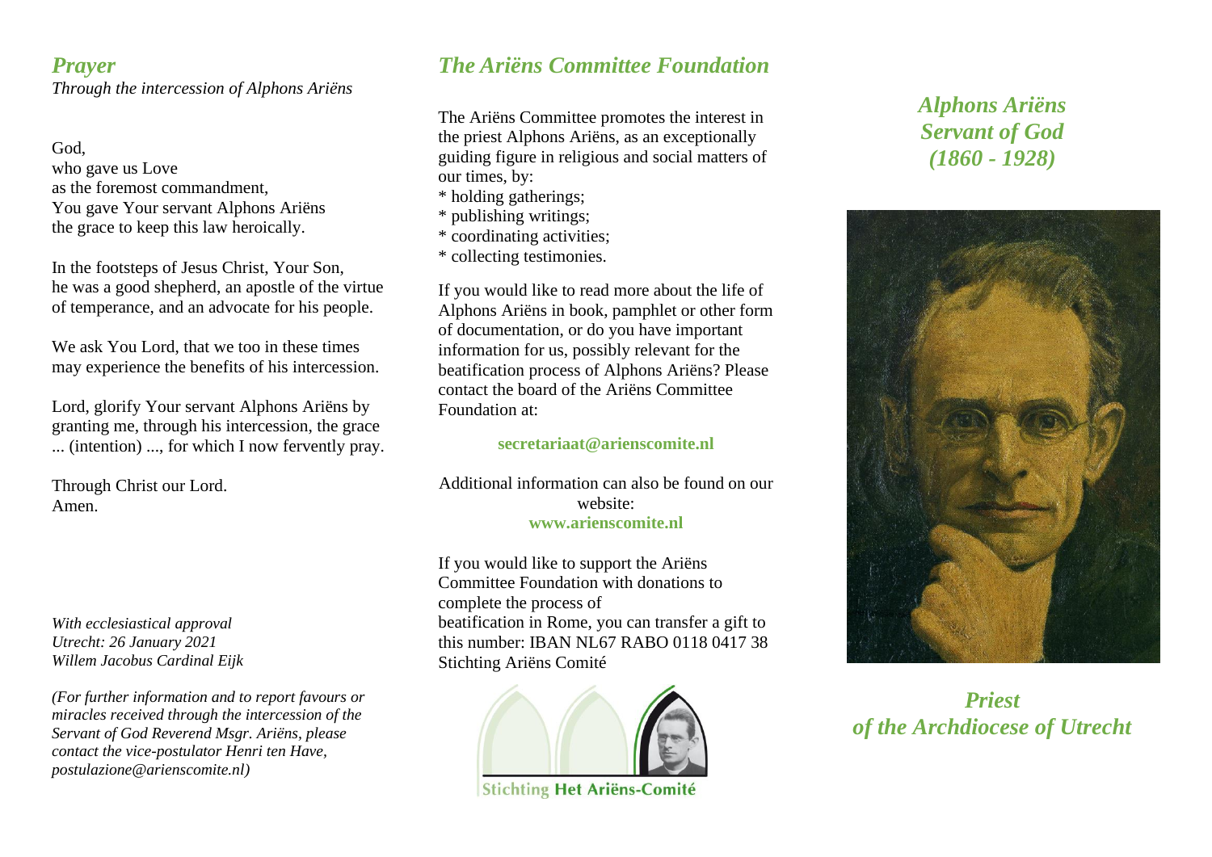## *Prayer*

*Through the intercession of Alphons Ariëns*

God,
who gave us Love
as the foremost commandment,
You gave Your servant Alphons Ariëns
the grace to keep this law heroically.

In the footsteps of Jesus Christ, Your Son,
he was a good shepherd, an apostle of the virtue
of temperance, and an advocate for his people.

We ask You Lord, that we too in these times
may experience the benefits of his intercession.

Lord, glorify Your servant Alphons Ariëns by
granting me, through his intercession, the grace
... (intention) ..., for which I now fervently pray.

Through Christ our Lord.
Amen.

*With ecclesiastical approval*
*Utrecht: 26 January 2021*
*Willem Jacobus Cardinal Eijk*

*(For further information and to report favours or miracles received through the intercession of the Servant of God Reverend Msgr. Ariëns, please contact the vice-postulator Henri ten Have, postulazione@arienscomite.nl)*

## *The Ariëns Committee Foundation*

The Ariëns Committee promotes the interest in the priest Alphons Ariëns, as an exceptionally guiding figure in religious and social matters of our times, by:
* holding gatherings;
* publishing writings;
* coordinating activities;
* collecting testimonies.

If you would like to read more about the life of Alphons Ariëns in book, pamphlet or other form of documentation, or do you have important information for us, possibly relevant for the beatification process of Alphons Ariëns? Please contact the board of the Ariëns Committee Foundation at:

**secretariaat@arienscomite.nl**

Additional information can also be found on our website:
**www.arienscomite.nl**

If you would like to support the Ariëns Committee Foundation with donations to complete the process of beatification in Rome, you can transfer a gift to this number: IBAN NL67 RABO 0118 0417 38 Stichting Ariëns Comité

Stichting **Het Ariëns-Comité**

# *Alphons Ariëns*
# *Servant of God*
# *(1860 - 1928)*

## *Priest*
## *of the Archdiocese of Utrecht*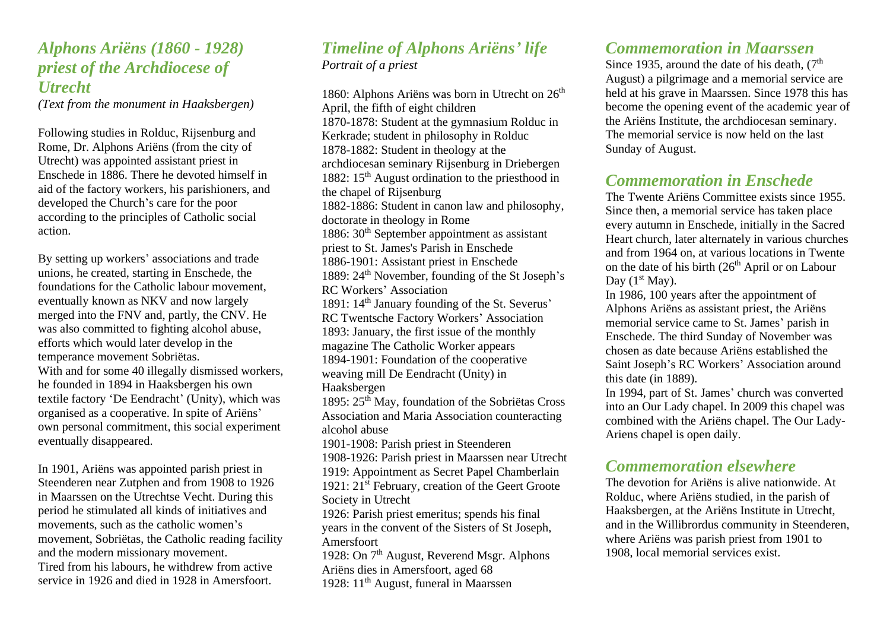## *Alphons Ariëns (1860 - 1928) priest of the Archdiocese of Utrecht*

*(Text from the monument in Haaksbergen)*

Following studies in Rolduc, Rijsenburg and Rome, Dr. Alphons Ariëns (from the city of Utrecht) was appointed assistant priest in Enschede in 1886. There he devoted himself in aid of the factory workers, his parishioners, and developed the Church's care for the poor according to the principles of Catholic social action.

By setting up workers' associations and trade unions, he created, starting in Enschede, the foundations for the Catholic labour movement, eventually known as NKV and now largely merged into the FNV and, partly, the CNV. He was also committed to fighting alcohol abuse, efforts which would later develop in the temperance movement Sobriëtas.
With and for some 40 illegally dismissed workers, he founded in 1894 in Haaksbergen his own textile factory 'De Eendracht' (Unity), which was organised as a cooperative. In spite of Ariëns' own personal commitment, this social experiment eventually disappeared.

In 1901, Ariëns was appointed parish priest in Steenderen near Zutphen and from 1908 to 1926 in Maarssen on the Utrechtse Vecht. During this period he stimulated all kinds of initiatives and movements, such as the catholic women's movement, Sobriëtas, the Catholic reading facility and the modern missionary movement.
Tired from his labours, he withdrew from active service in 1926 and died in 1928 in Amersfoort.

## *Timeline of Alphons Ariëns' life*

*Portrait of a priest*

1860: Alphons Ariëns was born in Utrecht on 26th April, the fifth of eight children
1870-1878: Student at the gymnasium Rolduc in Kerkrade; student in philosophy in Rolduc
1878-1882: Student in theology at the archdiocesan seminary Rijsenburg in Driebergen
1882: 15th August ordination to the priesthood in the chapel of Rijsenburg
1882-1886: Student in canon law and philosophy, doctorate in theology in Rome
1886: 30th September appointment as assistant priest to St. James's Parish in Enschede
1886-1901: Assistant priest in Enschede
1889: 24th November, founding of the St Joseph's RC Workers' Association
1891: 14th January founding of the St. Severus' RC Twentsche Factory Workers' Association
1893: January, the first issue of the monthly magazine The Catholic Worker appears
1894-1901: Foundation of the cooperative weaving mill De Eendracht (Unity) in Haaksbergen
1895: 25th May, foundation of the Sobriëtas Cross Association and Maria Association counteracting alcohol abuse
1901-1908: Parish priest in Steenderen
1908-1926: Parish priest in Maarssen near Utrecht
1919: Appointment as Secret Papel Chamberlain
1921: 21st February, creation of the Geert Groote Society in Utrecht
1926: Parish priest emeritus; spends his final years in the convent of the Sisters of St Joseph, Amersfoort
1928: On 7th August, Reverend Msgr. Alphons Ariëns dies in Amersfoort, aged 68
1928: 11th August, funeral in Maarssen

## *Commemoration in Maarssen*

Since 1935, around the date of his death, (7th August) a pilgrimage and a memorial service are held at his grave in Maarssen. Since 1978 this has become the opening event of the academic year of the Ariëns Institute, the archdiocesan seminary. The memorial service is now held on the last Sunday of August.

## *Commemoration in Enschede*

The Twente Ariëns Committee exists since 1955. Since then, a memorial service has taken place every autumn in Enschede, initially in the Sacred Heart church, later alternately in various churches and from 1964 on, at various locations in Twente on the date of his birth (26th April or on Labour Day (1st May).
In 1986, 100 years after the appointment of Alphons Ariëns as assistant priest, the Ariëns memorial service came to St. James' parish in Enschede. The third Sunday of November was chosen as date because Ariëns established the Saint Joseph's RC Workers' Association around this date (in 1889).
In 1994, part of St. James' church was converted into an Our Lady chapel. In 2009 this chapel was combined with the Ariëns chapel. The Our Lady-Ariens chapel is open daily.

## *Commemoration elsewhere*

The devotion for Ariëns is alive nationwide. At Rolduc, where Ariëns studied, in the parish of Haaksbergen, at the Ariëns Institute in Utrecht, and in the Willibrordus community in Steenderen, where Ariëns was parish priest from 1901 to 1908, local memorial services exist.